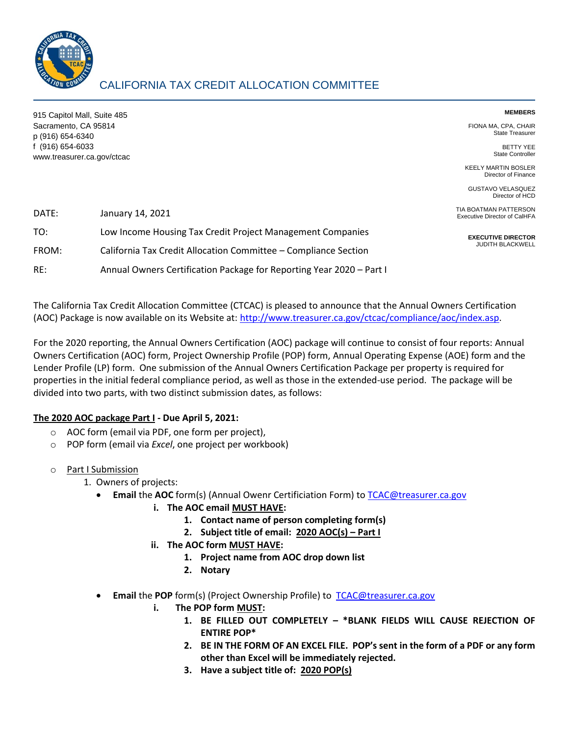# CALIFORNIA TAX CREDIT ALLOCATION COMMITTEE

915 Capitol Mall, Suite 485
Sacramento, CA 95814
p (916) 654-6340
f (916) 654-6033
www.treasurer.ca.gov/ctcac

**MEMBERS**

FIONA MA, CPA, CHAIR
State Treasurer

BETTY YEE
State Controller

KEELY MARTIN BOSLER
Director of Finance

GUSTAVO VELASQUEZ
Director of HCD

TIA BOATMAN PATTERSON
Executive Director of CalHFA

**EXECUTIVE DIRECTOR**
JUDITH BLACKWELL

DATE: January 14, 2021

TO: Low Income Housing Tax Credit Project Management Companies

FROM: California Tax Credit Allocation Committee – Compliance Section

RE: Annual Owners Certification Package for Reporting Year 2020 – Part I

The California Tax Credit Allocation Committee (CTCAC) is pleased to announce that the Annual Owners Certification (AOC) Package is now available on its Website at: http://www.treasurer.ca.gov/ctcac/compliance/aoc/index.asp.

For the 2020 reporting, the Annual Owners Certification (AOC) package will continue to consist of four reports: Annual Owners Certification (AOC) form, Project Ownership Profile (POP) form, Annual Operating Expense (AOE) form and the Lender Profile (LP) form. One submission of the Annual Owners Certification Package per property is required for properties in the initial federal compliance period, as well as those in the extended-use period. The package will be divided into two parts, with two distinct submission dates, as follows:

**The 2020 AOC package Part I - Due April 5, 2021:**

- AOC form (email via PDF, one form per project),
- POP form (email via *Excel*, one project per workbook)

- Part I Submission
  1. Owners of projects:
     - **Email** the **AOC** form(s) (Annual Owenr Certificiation Form) to TCAC@treasurer.ca.gov
       - **i. The AOC email MUST HAVE:**
         1. **Contact name of person completing form(s)**
         2. **Subject title of email: 2020 AOC(s) – Part I**
       - **ii. The AOC form MUST HAVE:**
         1. **Project name from AOC drop down list**
         2. **Notary**
     - **Email** the **POP** form(s) (Project Ownership Profile) to TCAC@treasurer.ca.gov
       - **i. The POP form MUST:**
         1. **BE FILLED OUT COMPLETELY – *BLANK FIELDS WILL CAUSE REJECTION OF ENTIRE POP***
         2. **BE IN THE FORM OF AN EXCEL FILE. POP's sent in the form of a PDF or any form other than Excel will be immediately rejected.**
         3. **Have a subject title of: 2020 POP(s)**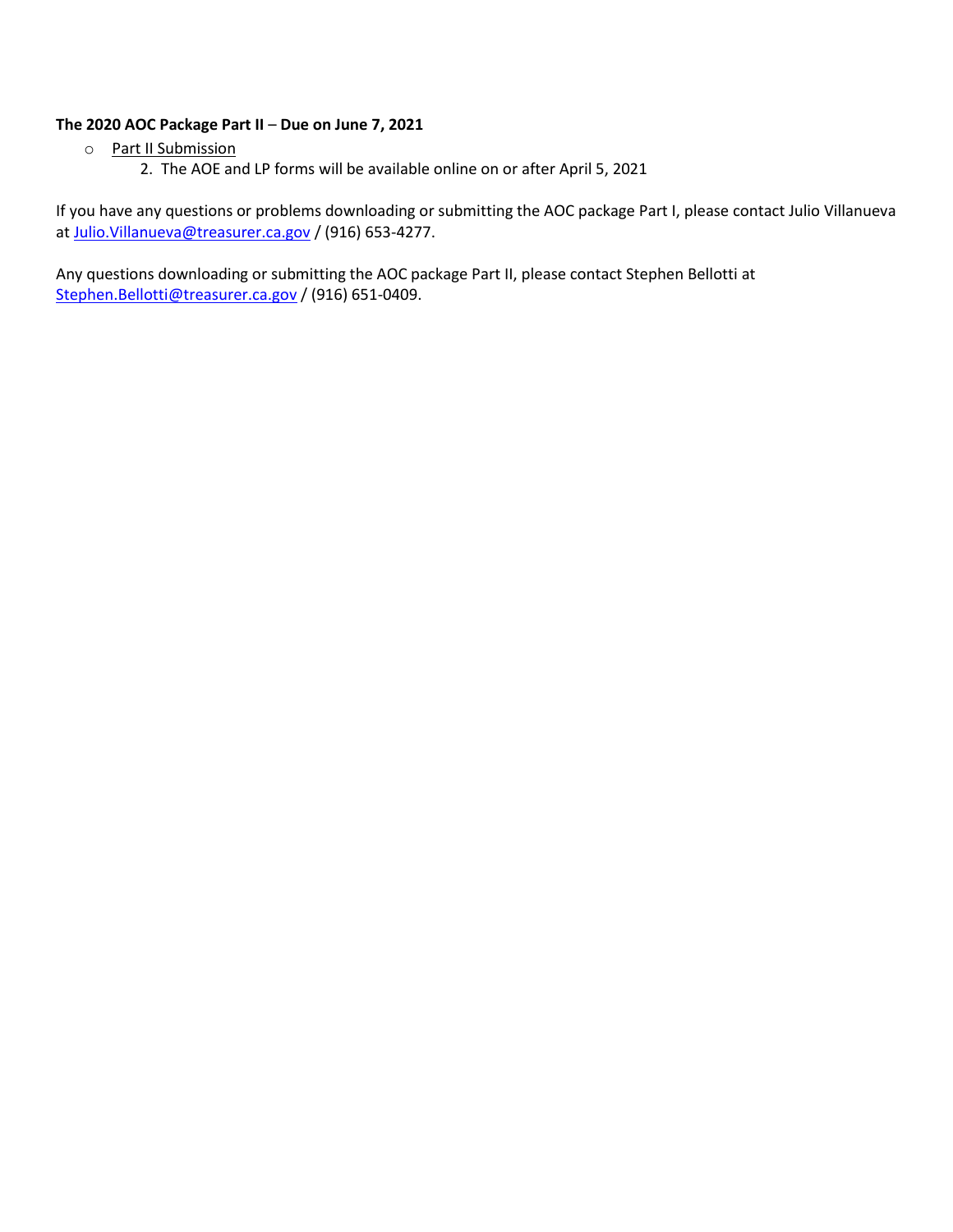**The 2020 AOC Package Part II – Due on June 7, 2021**

- Part II Submission
    2. The AOE and LP forms will be available online on or after April 5, 2021

If you have any questions or problems downloading or submitting the AOC package Part I, please contact Julio Villanueva at Julio.Villanueva@treasurer.ca.gov / (916) 653-4277.

Any questions downloading or submitting the AOC package Part II, please contact Stephen Bellotti at Stephen.Bellotti@treasurer.ca.gov / (916) 651-0409.